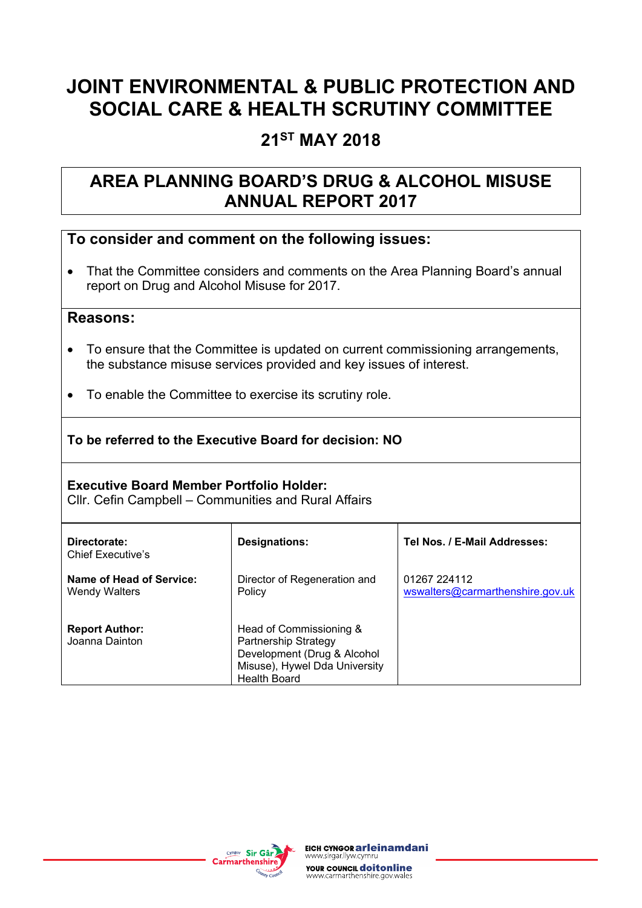# JOINT ENVIRONMENTAL & PUBLIC PROTECTION AND SOCIAL CARE & HEALTH SCRUTINY COMMITTEE

## 21ST MAY 2018

## AREA PLANNING BOARD'S DRUG & ALCOHOL MISUSE ANNUAL REPORT 2017

### To consider and comment on the following issues:

- That the Committee considers and comments on the Area Planning Board's annual report on Drug and Alcohol Misuse for 2017.

### Reasons:

- To ensure that the Committee is updated on current commissioning arrangements, the substance misuse services provided and key issues of interest.
- To enable the Committee to exercise its scrutiny role.

**To be referred to the Executive Board for decision: NO**

**Executive Board Member Portfolio Holder:**
Cllr. Cefin Campbell – Communities and Rural Affairs

| **Directorate:** Chief Executive's | **Designations:** | **Tel Nos. / E-Mail Addresses:** |
|---|---|---|
| **Name of Head of Service:** Wendy Walters | Director of Regeneration and Policy | 01267 224112 wswalters@carmarthenshire.gov.uk |
| **Report Author:** Joanna Dainton | Head of Commissioning & Partnership Strategy Development (Drug & Alcohol Misuse), Hywel Dda University Health Board | |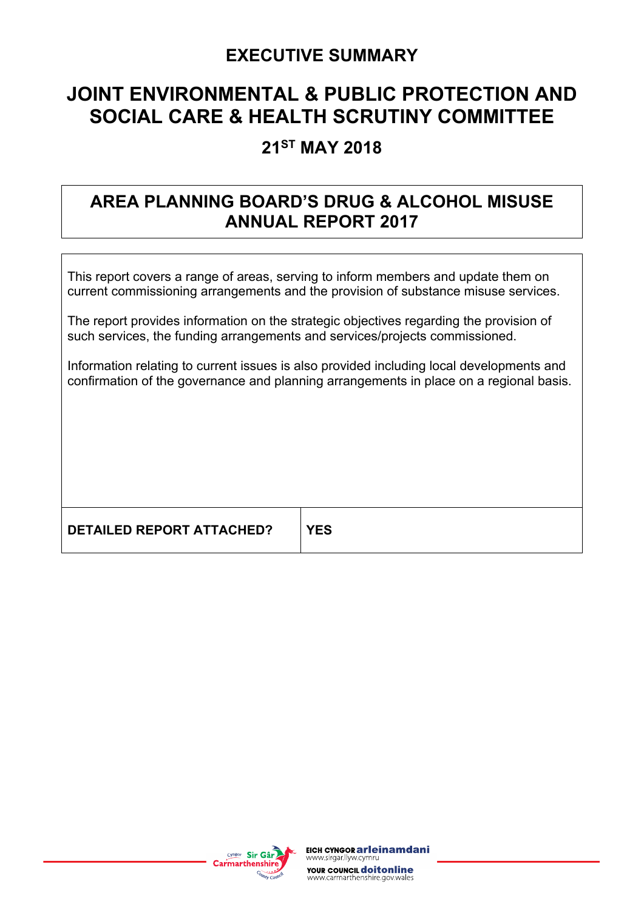# EXECUTIVE SUMMARY

# JOINT ENVIRONMENTAL & PUBLIC PROTECTION AND SOCIAL CARE & HEALTH SCRUTINY COMMITTEE

## 21ST MAY 2018

## AREA PLANNING BOARD'S DRUG & ALCOHOL MISUSE ANNUAL REPORT 2017

This report covers a range of areas, serving to inform members and update them on current commissioning arrangements and the provision of substance misuse services.

The report provides information on the strategic objectives regarding the provision of such services, the funding arrangements and services/projects commissioned.

Information relating to current issues is also provided including local developments and confirmation of the governance and planning arrangements in place on a regional basis.

| DETAILED REPORT ATTACHED? | YES |
|---|---|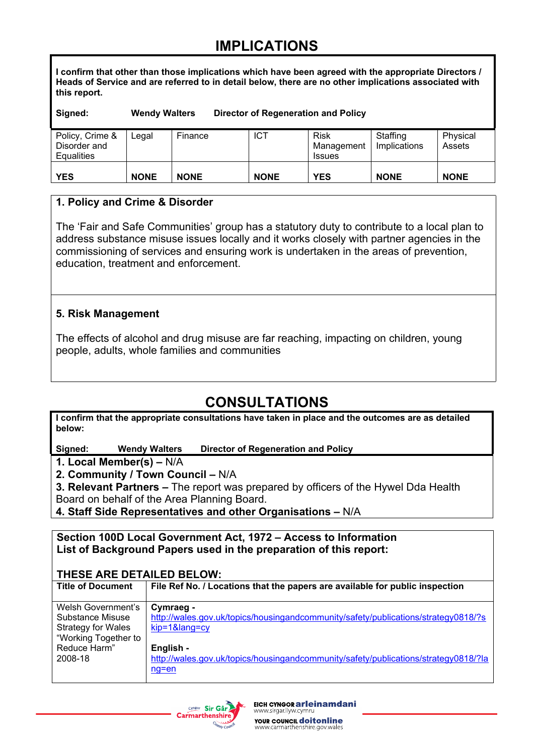# IMPLICATIONS

**I confirm that other than those implications which have been agreed with the appropriate Directors / Heads of Service and are referred to in detail below, there are no other implications associated with this report.**

**Signed: Wendy Walters Director of Regeneration and Policy**

| Policy, Crime & Disorder and Equalities | Legal | Finance | ICT | Risk Management Issues | Staffing Implications | Physical Assets |
|---|---|---|---|---|---|---|
| **YES** | **NONE** | **NONE** | **NONE** | **YES** | **NONE** | **NONE** |

**1. Policy and Crime & Disorder**

The 'Fair and Safe Communities' group has a statutory duty to contribute to a local plan to address substance misuse issues locally and it works closely with partner agencies in the commissioning of services and ensuring work is undertaken in the areas of prevention, education, treatment and enforcement.

**5. Risk Management**

The effects of alcohol and drug misuse are far reaching, impacting on children, young people, adults, whole families and communities

# CONSULTATIONS

**I confirm that the appropriate consultations have taken in place and the outcomes are as detailed below:**

**Signed: Wendy Walters Director of Regeneration and Policy**

**1. Local Member(s) –** N/A
**2. Community / Town Council –** N/A
**3. Relevant Partners –** The report was prepared by officers of the Hywel Dda Health Board on behalf of the Area Planning Board.
**4. Staff Side Representatives and other Organisations –** N/A

**Section 100D Local Government Act, 1972 – Access to Information**
**List of Background Papers used in the preparation of this report:**

**THESE ARE DETAILED BELOW:**

| Title of Document | File Ref No. / Locations that the papers are available for public inspection |
|---|---|
| Welsh Government's Substance Misuse Strategy for Wales "Working Together to Reduce Harm" 2008-18 | **Cymraeg -** http://wales.gov.uk/topics/housingandcommunity/safety/publications/strategy0818/?skip=1&lang=cy <br><br> **English -** http://wales.gov.uk/topics/housingandcommunity/safety/publications/strategy0818/?lang=en |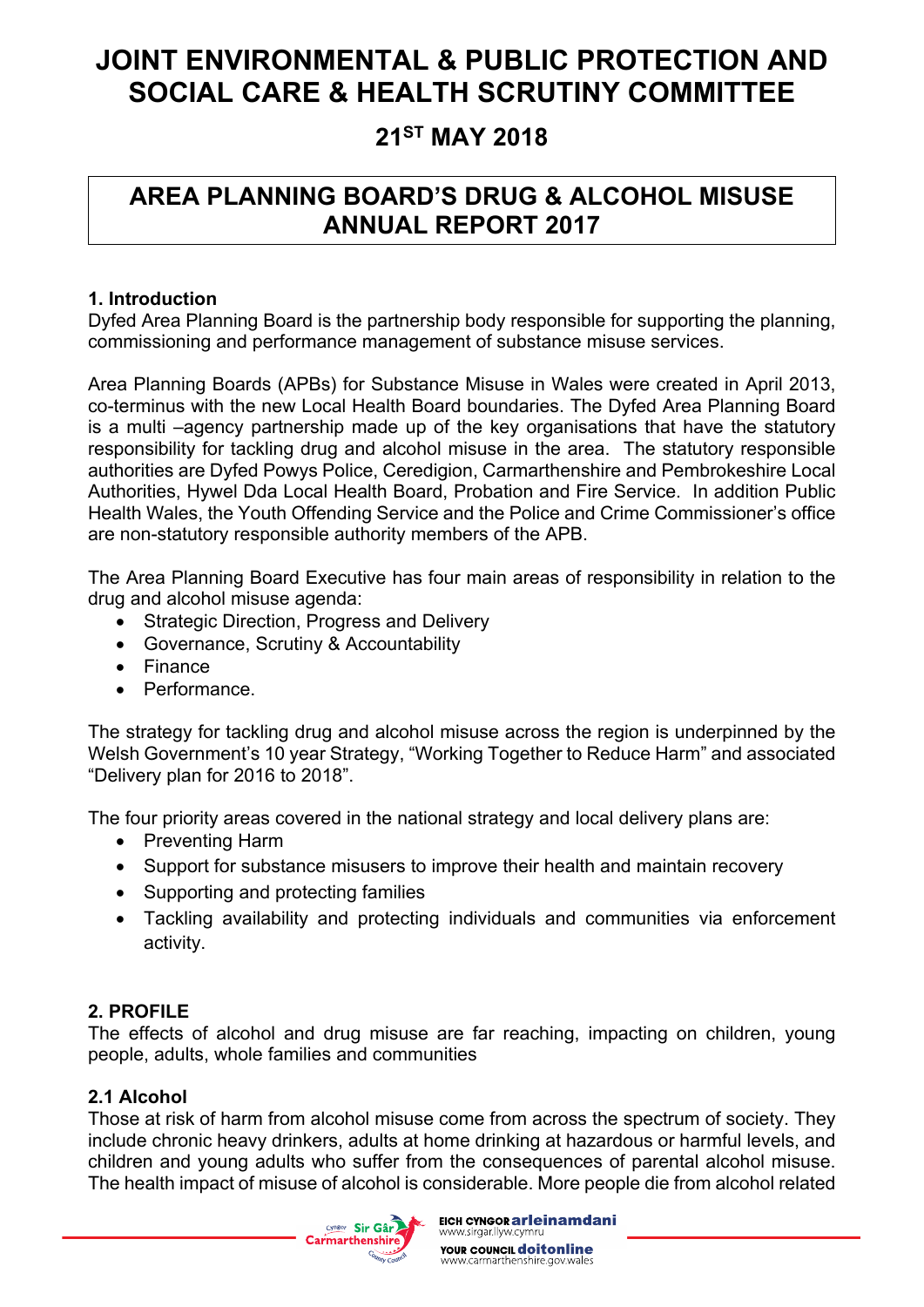# JOINT ENVIRONMENTAL & PUBLIC PROTECTION AND SOCIAL CARE & HEALTH SCRUTINY COMMITTEE

## 21ST MAY 2018

## AREA PLANNING BOARD'S DRUG & ALCOHOL MISUSE ANNUAL REPORT 2017

### 1. Introduction

Dyfed Area Planning Board is the partnership body responsible for supporting the planning, commissioning and performance management of substance misuse services.

Area Planning Boards (APBs) for Substance Misuse in Wales were created in April 2013, co-terminus with the new Local Health Board boundaries. The Dyfed Area Planning Board is a multi –agency partnership made up of the key organisations that have the statutory responsibility for tackling drug and alcohol misuse in the area. The statutory responsible authorities are Dyfed Powys Police, Ceredigion, Carmarthenshire and Pembrokeshire Local Authorities, Hywel Dda Local Health Board, Probation and Fire Service. In addition Public Health Wales, the Youth Offending Service and the Police and Crime Commissioner's office are non-statutory responsible authority members of the APB.

The Area Planning Board Executive has four main areas of responsibility in relation to the drug and alcohol misuse agenda:

- Strategic Direction, Progress and Delivery
- Governance, Scrutiny & Accountability
- Finance
- Performance.

The strategy for tackling drug and alcohol misuse across the region is underpinned by the Welsh Government's 10 year Strategy, "Working Together to Reduce Harm" and associated "Delivery plan for 2016 to 2018".

The four priority areas covered in the national strategy and local delivery plans are:

- Preventing Harm
- Support for substance misusers to improve their health and maintain recovery
- Supporting and protecting families
- Tackling availability and protecting individuals and communities via enforcement activity.

### 2. PROFILE

The effects of alcohol and drug misuse are far reaching, impacting on children, young people, adults, whole families and communities

### 2.1 Alcohol

Those at risk of harm from alcohol misuse come from across the spectrum of society. They include chronic heavy drinkers, adults at home drinking at hazardous or harmful levels, and children and young adults who suffer from the consequences of parental alcohol misuse. The health impact of misuse of alcohol is considerable. More people die from alcohol related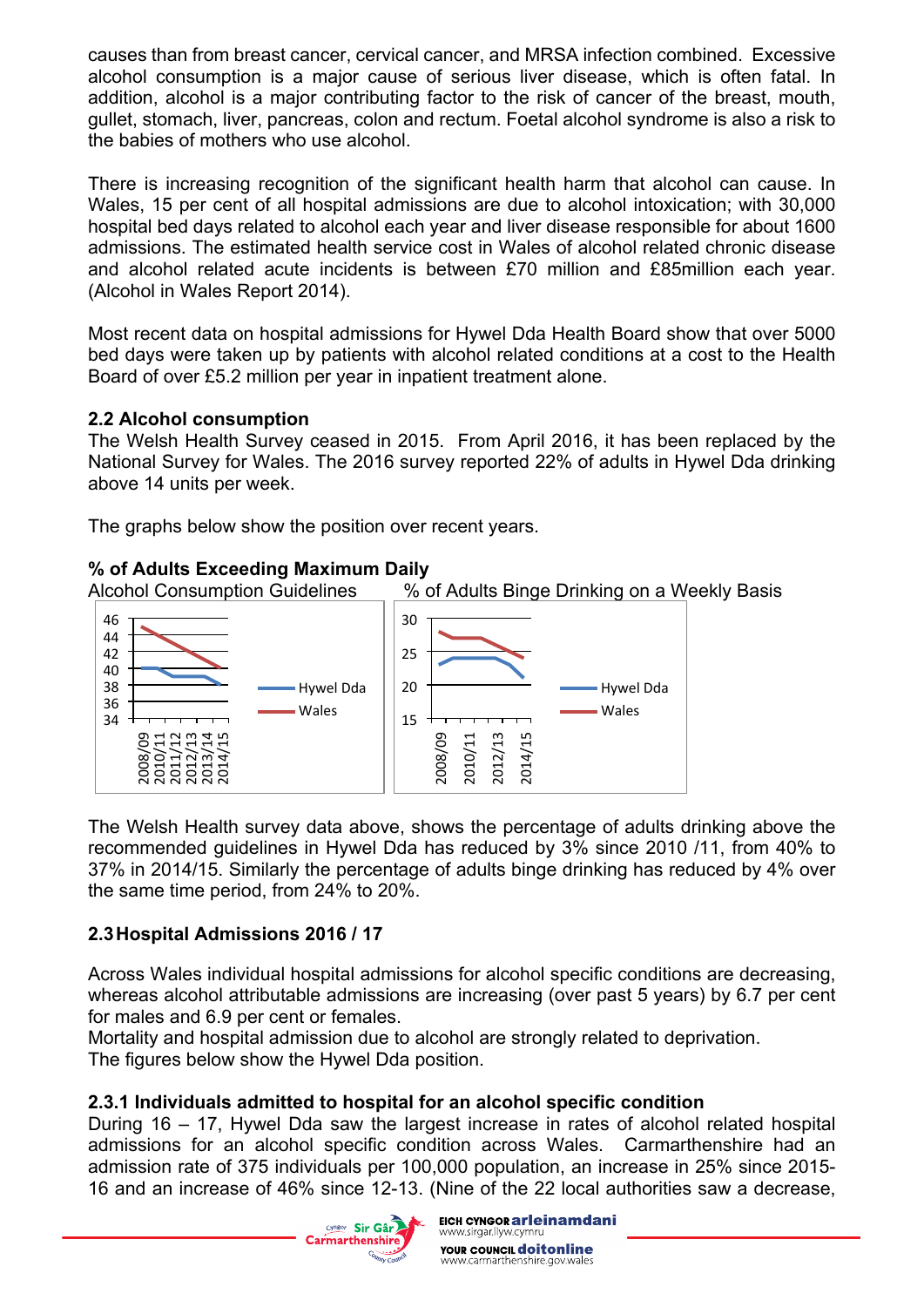causes than from breast cancer, cervical cancer, and MRSA infection combined. Excessive alcohol consumption is a major cause of serious liver disease, which is often fatal. In addition, alcohol is a major contributing factor to the risk of cancer of the breast, mouth, gullet, stomach, liver, pancreas, colon and rectum. Foetal alcohol syndrome is also a risk to the babies of mothers who use alcohol.

There is increasing recognition of the significant health harm that alcohol can cause. In Wales, 15 per cent of all hospital admissions are due to alcohol intoxication; with 30,000 hospital bed days related to alcohol each year and liver disease responsible for about 1600 admissions. The estimated health service cost in Wales of alcohol related chronic disease and alcohol related acute incidents is between £70 million and £85million each year. (Alcohol in Wales Report 2014).

Most recent data on hospital admissions for Hywel Dda Health Board show that over 5000 bed days were taken up by patients with alcohol related conditions at a cost to the Health Board of over £5.2 million per year in inpatient treatment alone.

### 2.2 Alcohol consumption

The Welsh Health Survey ceased in 2015. From April 2016, it has been replaced by the National Survey for Wales. The 2016 survey reported 22% of adults in Hywel Dda drinking above 14 units per week.

The graphs below show the position over recent years.

**% of Adults Exceeding Maximum Daily** Alcohol Consumption Guidelines

% of Adults Binge Drinking on a Weekly Basis

The Welsh Health survey data above, shows the percentage of adults drinking above the recommended guidelines in Hywel Dda has reduced by 3% since 2010 /11, from 40% to 37% in 2014/15. Similarly the percentage of adults binge drinking has reduced by 4% over the same time period, from 24% to 20%.

### 2.3 Hospital Admissions 2016 / 17

Across Wales individual hospital admissions for alcohol specific conditions are decreasing, whereas alcohol attributable admissions are increasing (over past 5 years) by 6.7 per cent for males and 6.9 per cent or females.
Mortality and hospital admission due to alcohol are strongly related to deprivation.
The figures below show the Hywel Dda position.

#### 2.3.1 Individuals admitted to hospital for an alcohol specific condition

During 16 – 17, Hywel Dda saw the largest increase in rates of alcohol related hospital admissions for an alcohol specific condition across Wales. Carmarthenshire had an admission rate of 375 individuals per 100,000 population, an increase in 25% since 2015-16 and an increase of 46% since 12-13. (Nine of the 22 local authorities saw a decrease,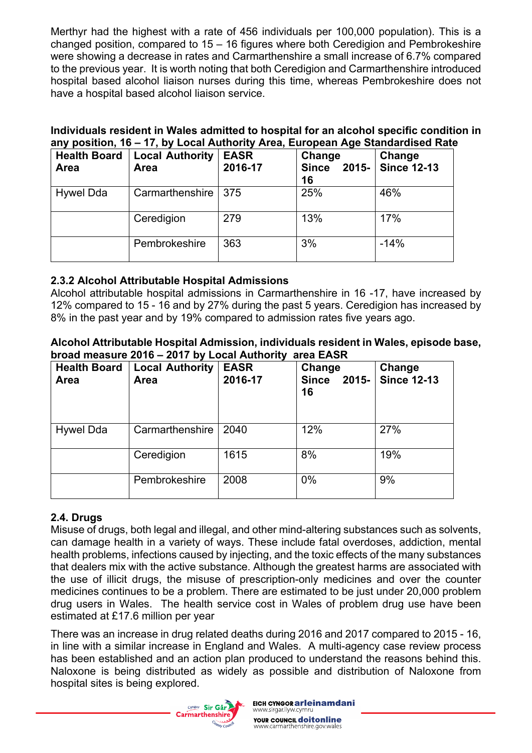Merthyr had the highest with a rate of 456 individuals per 100,000 population). This is a changed position, compared to 15 – 16 figures where both Ceredigion and Pembrokeshire were showing a decrease in rates and Carmarthenshire a small increase of 6.7% compared to the previous year. It is worth noting that both Ceredigion and Carmarthenshire introduced hospital based alcohol liaison nurses during this time, whereas Pembrokeshire does not have a hospital based alcohol liaison service.

**Individuals resident in Wales admitted to hospital for an alcohol specific condition in any position, 16 – 17, by Local Authority Area, European Age Standardised Rate**

| Health Board Area | Local Authority Area | EASR 2016-17 | Change Since 2015-16 | Change Since 12-13 |
|---|---|---|---|---|
| Hywel Dda | Carmarthenshire | 375 | 25% | 46% |
| | Ceredigion | 279 | 13% | 17% |
| | Pembrokeshire | 363 | 3% | -14% |

### 2.3.2 Alcohol Attributable Hospital Admissions

Alcohol attributable hospital admissions in Carmarthenshire in 16 -17, have increased by 12% compared to 15 - 16 and by 27% during the past 5 years. Ceredigion has increased by 8% in the past year and by 19% compared to admission rates five years ago.

**Alcohol Attributable Hospital Admission, individuals resident in Wales, episode base, broad measure 2016 – 2017 by Local Authority area EASR**

| Health Board Area | Local Authority Area | EASR 2016-17 | Change Since 2015-16 | Change Since 12-13 |
|---|---|---|---|---|
| Hywel Dda | Carmarthenshire | 2040 | 12% | 27% |
| | Ceredigion | 1615 | 8% | 19% |
| | Pembrokeshire | 2008 | 0% | 9% |

## 2.4. Drugs

Misuse of drugs, both legal and illegal, and other mind-altering substances such as solvents, can damage health in a variety of ways. These include fatal overdoses, addiction, mental health problems, infections caused by injecting, and the toxic effects of the many substances that dealers mix with the active substance. Although the greatest harms are associated with the use of illicit drugs, the misuse of prescription-only medicines and over the counter medicines continues to be a problem. There are estimated to be just under 20,000 problem drug users in Wales. The health service cost in Wales of problem drug use have been estimated at £17.6 million per year

There was an increase in drug related deaths during 2016 and 2017 compared to 2015 - 16, in line with a similar increase in England and Wales. A multi-agency case review process has been established and an action plan produced to understand the reasons behind this. Naloxone is being distributed as widely as possible and distribution of Naloxone from hospital sites is being explored.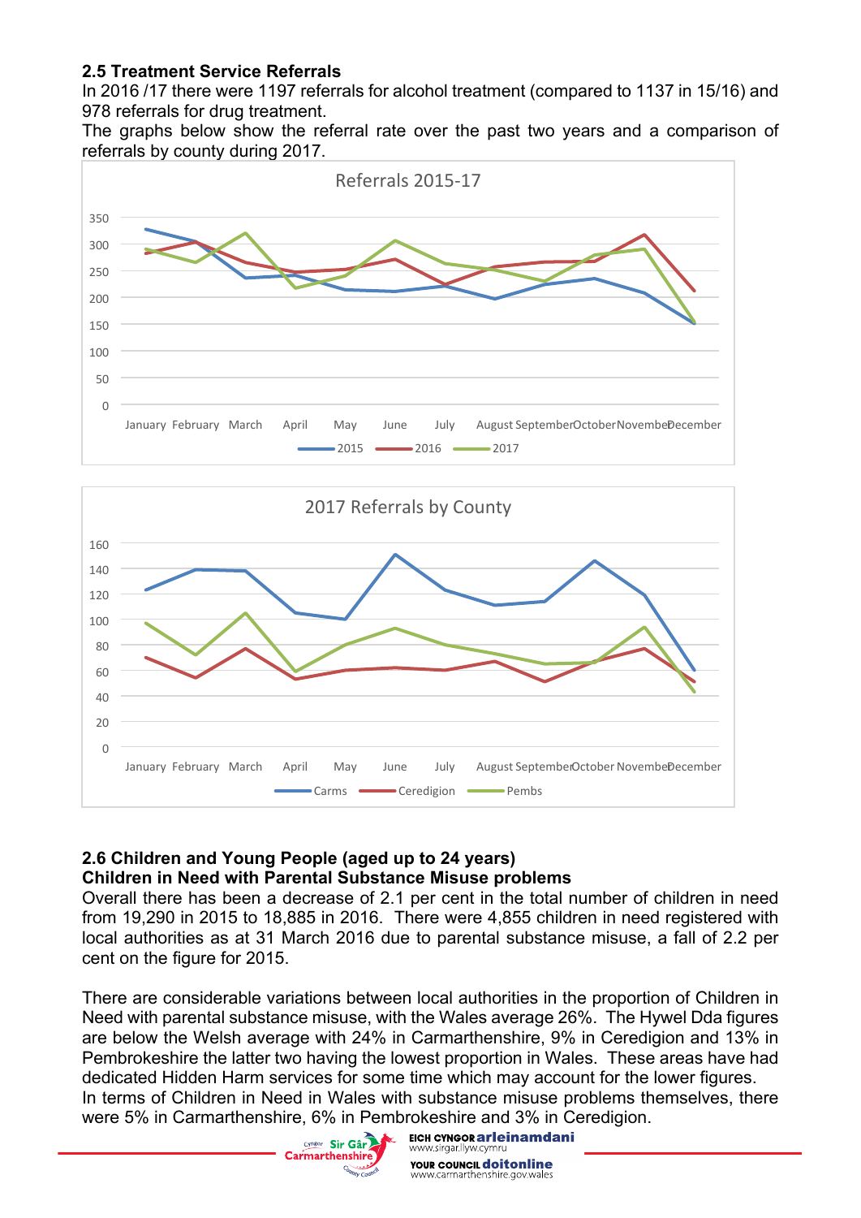### 2.5 Treatment Service Referrals

In 2016 /17 there were 1197 referrals for alcohol treatment (compared to 1137 in 15/16) and 978 referrals for drug treatment.

The graphs below show the referral rate over the past two years and a comparison of referrals by county during 2017.

Referrals 2015-17

2017 Referrals by County

### 2.6 Children and Young People (aged up to 24 years)

**Children in Need with Parental Substance Misuse problems**

Overall there has been a decrease of 2.1 per cent in the total number of children in need from 19,290 in 2015 to 18,885 in 2016. There were 4,855 children in need registered with local authorities as at 31 March 2016 due to parental substance misuse, a fall of 2.2 per cent on the figure for 2015.

There are considerable variations between local authorities in the proportion of Children in Need with parental substance misuse, with the Wales average 26%. The Hywel Dda figures are below the Welsh average with 24% in Carmarthenshire, 9% in Ceredigion and 13% in Pembrokeshire the latter two having the lowest proportion in Wales. These areas have had dedicated Hidden Harm services for some time which may account for the lower figures.

In terms of Children in Need in Wales with substance misuse problems themselves, there were 5% in Carmarthenshire, 6% in Pembrokeshire and 3% in Ceredigion.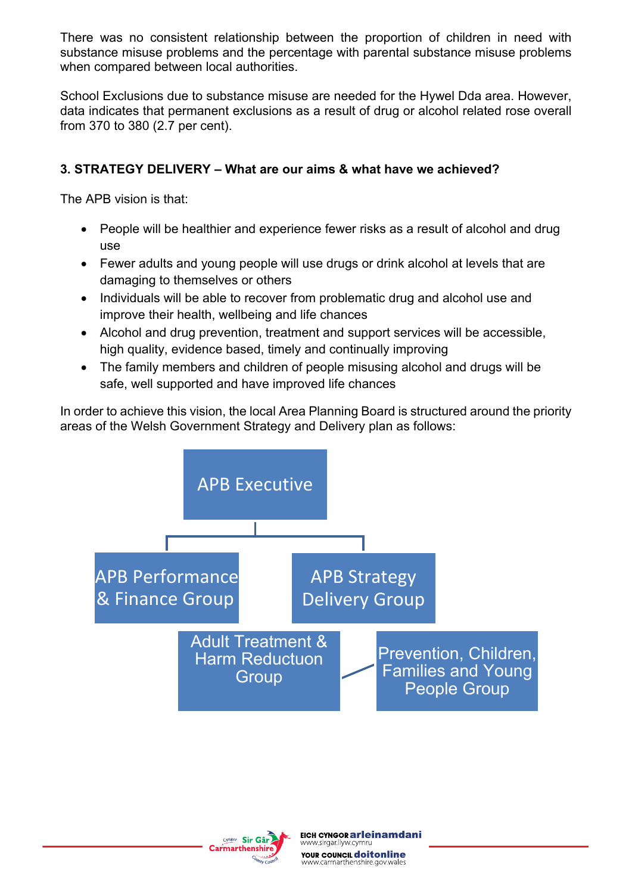There was no consistent relationship between the proportion of children in need with substance misuse problems and the percentage with parental substance misuse problems when compared between local authorities.

School Exclusions due to substance misuse are needed for the Hywel Dda area. However, data indicates that permanent exclusions as a result of drug or alcohol related rose overall from 370 to 380 (2.7 per cent).

### 3. STRATEGY DELIVERY – What are our aims & what have we achieved?

The APB vision is that:

- People will be healthier and experience fewer risks as a result of alcohol and drug use
- Fewer adults and young people will use drugs or drink alcohol at levels that are damaging to themselves or others
- Individuals will be able to recover from problematic drug and alcohol use and improve their health, wellbeing and life chances
- Alcohol and drug prevention, treatment and support services will be accessible, high quality, evidence based, timely and continually improving
- The family members and children of people misusing alcohol and drugs will be safe, well supported and have improved life chances

In order to achieve this vision, the local Area Planning Board is structured around the priority areas of the Welsh Government Strategy and Delivery plan as follows:

APB Executive

APB Performance & Finance Group

APB Strategy Delivery Group

Adult Treatment & Harm Reductuon Group

Prevention, Children, Families and Young People Group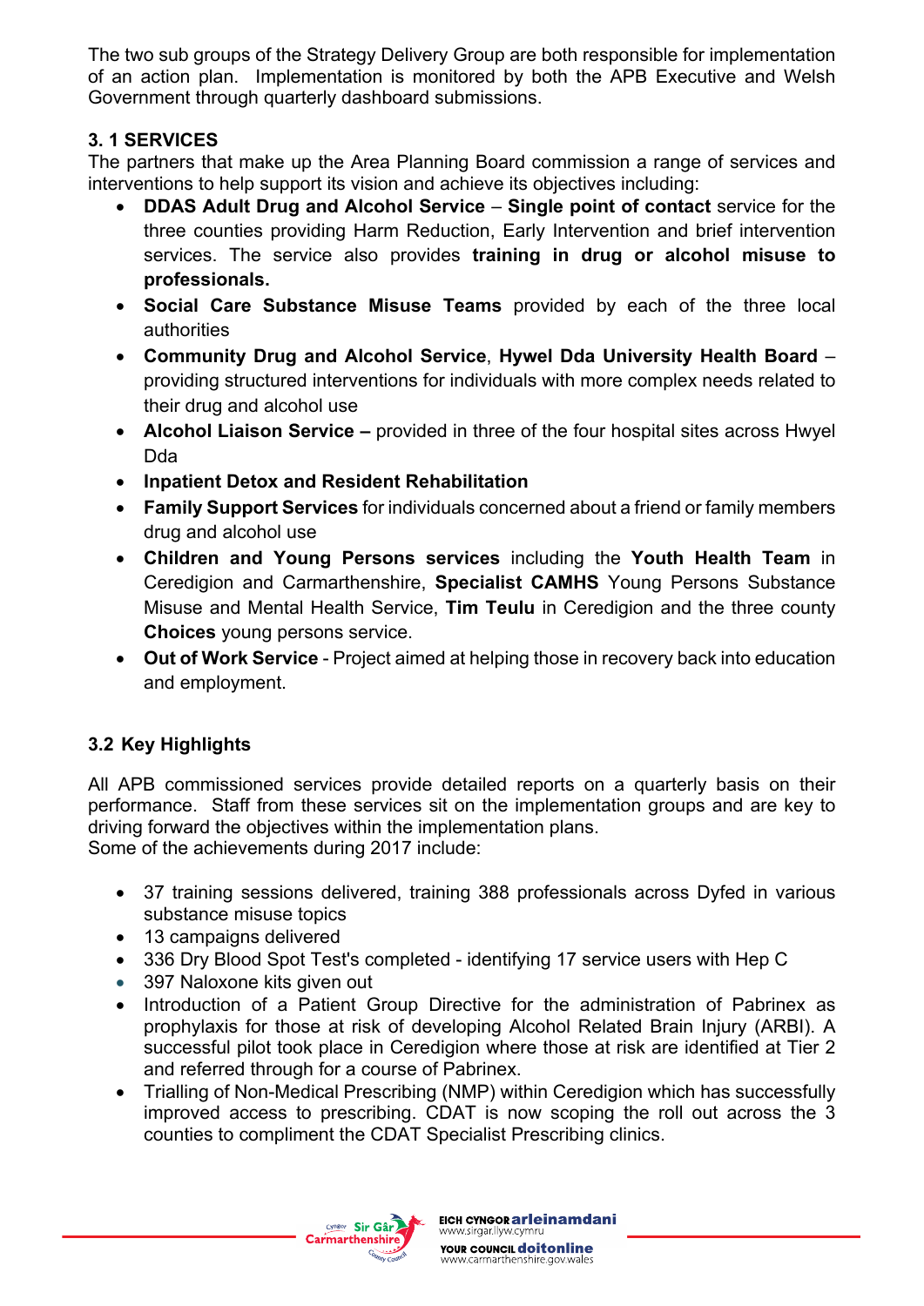The two sub groups of the Strategy Delivery Group are both responsible for implementation of an action plan. Implementation is monitored by both the APB Executive and Welsh Government through quarterly dashboard submissions.

### 3. 1 SERVICES

The partners that make up the Area Planning Board commission a range of services and interventions to help support its vision and achieve its objectives including:

- **DDAS Adult Drug and Alcohol Service** – **Single point of contact** service for the three counties providing Harm Reduction, Early Intervention and brief intervention services. The service also provides **training in drug or alcohol misuse to professionals.**
- **Social Care Substance Misuse Teams** provided by each of the three local authorities
- **Community Drug and Alcohol Service**, **Hywel Dda University Health Board** – providing structured interventions for individuals with more complex needs related to their drug and alcohol use
- **Alcohol Liaison Service –** provided in three of the four hospital sites across Hwyel Dda
- **Inpatient Detox and Resident Rehabilitation**
- **Family Support Services** for individuals concerned about a friend or family members drug and alcohol use
- **Children and Young Persons services** including the **Youth Health Team** in Ceredigion and Carmarthenshire, **Specialist CAMHS** Young Persons Substance Misuse and Mental Health Service, **Tim Teulu** in Ceredigion and the three county **Choices** young persons service.
- **Out of Work Service** - Project aimed at helping those in recovery back into education and employment.

### 3.2 Key Highlights

All APB commissioned services provide detailed reports on a quarterly basis on their performance. Staff from these services sit on the implementation groups and are key to driving forward the objectives within the implementation plans.
Some of the achievements during 2017 include:

- 37 training sessions delivered, training 388 professionals across Dyfed in various substance misuse topics
- 13 campaigns delivered
- 336 Dry Blood Spot Test's completed - identifying 17 service users with Hep C
- 397 Naloxone kits given out
- Introduction of a Patient Group Directive for the administration of Pabrinex as prophylaxis for those at risk of developing Alcohol Related Brain Injury (ARBI). A successful pilot took place in Ceredigion where those at risk are identified at Tier 2 and referred through for a course of Pabrinex.
- Trialling of Non-Medical Prescribing (NMP) within Ceredigion which has successfully improved access to prescribing. CDAT is now scoping the roll out across the 3 counties to compliment the CDAT Specialist Prescribing clinics.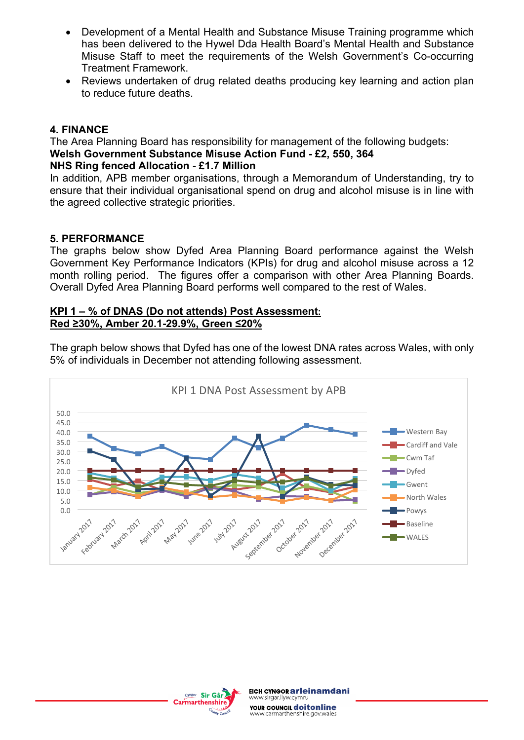- Development of a Mental Health and Substance Misuse Training programme which has been delivered to the Hywel Dda Health Board's Mental Health and Substance Misuse Staff to meet the requirements of the Welsh Government's Co-occurring Treatment Framework.
- Reviews undertaken of drug related deaths producing key learning and action plan to reduce future deaths.

## 4. FINANCE

The Area Planning Board has responsibility for management of the following budgets:

**Welsh Government Substance Misuse Action Fund - £2, 550, 364**

**NHS Ring fenced Allocation - £1.7 Million**

In addition, APB member organisations, through a Memorandum of Understanding, try to ensure that their individual organisational spend on drug and alcohol misuse is in line with the agreed collective strategic priorities.

## 5. PERFORMANCE

The graphs below show Dyfed Area Planning Board performance against the Welsh Government Key Performance Indicators (KPIs) for drug and alcohol misuse across a 12 month rolling period. The figures offer a comparison with other Area Planning Boards. Overall Dyfed Area Planning Board performs well compared to the rest of Wales.

**KPI 1 – % of DNAS (Do not attends) Post Assessment:**
**Red ≥30%, Amber 20.1-29.9%, Green ≤20%**

The graph below shows that Dyfed has one of the lowest DNA rates across Wales, with only 5% of individuals in December not attending following assessment.

KPI 1 DNA Post Assessment by APB

Series: Western Bay, Cardiff and Vale, Cwm Taf, Dyfed, Gwent, North Wales, Powys, Baseline, WALES

Months: January 2017 – December 2017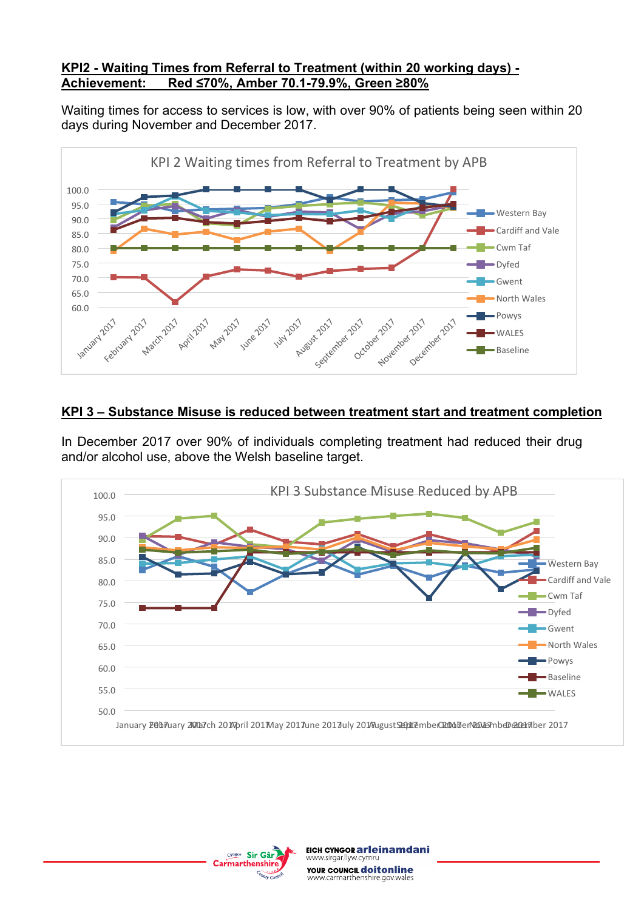**KPI2 - Waiting Times from Referral to Treatment (within 20 working days) - Achievement: Red ≤70%, Amber 70.1-79.9%, Green ≥80%**

Waiting times for access to services is low, with over 90% of patients being seen within 20 days during November and December 2017.

**KPI 3 – Substance Misuse is reduced between treatment start and treatment completion**

In December 2017 over 90% of individuals completing treatment had reduced their drug and/or alcohol use, above the Welsh baseline target.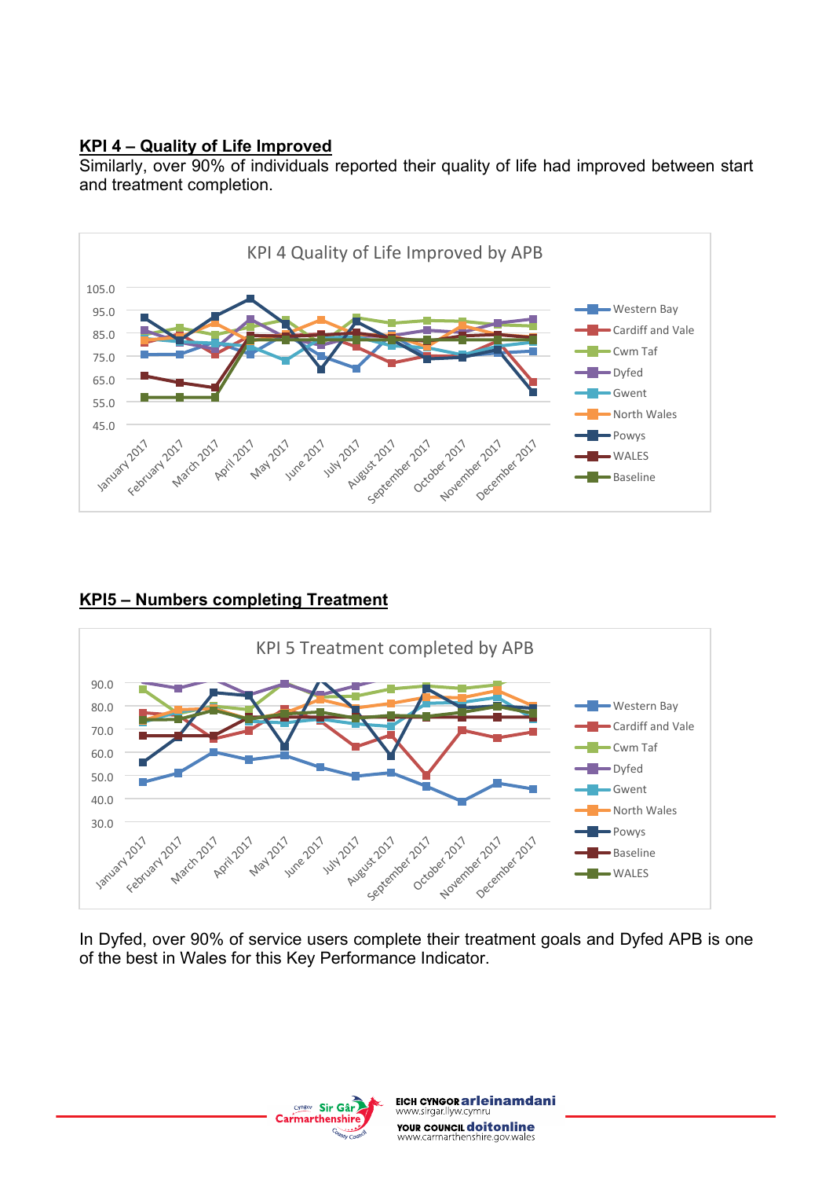**KPI 4 – Quality of Life Improved**

Similarly, over 90% of individuals reported their quality of life had improved between start and treatment completion.

**KPI5 – Numbers completing Treatment**

In Dyfed, over 90% of service users complete their treatment goals and Dyfed APB is one of the best in Wales for this Key Performance Indicator.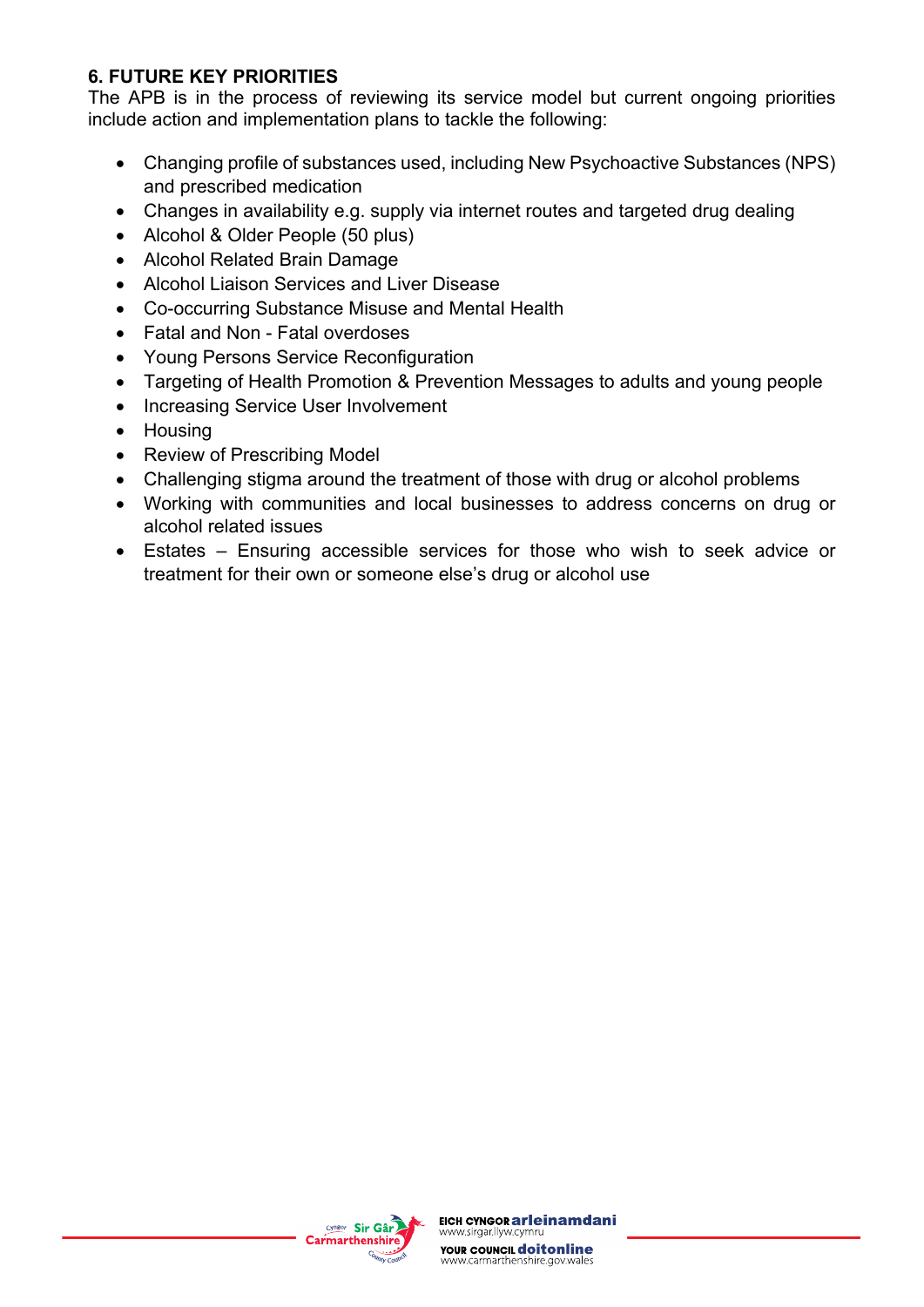## 6. FUTURE KEY PRIORITIES

The APB is in the process of reviewing its service model but current ongoing priorities include action and implementation plans to tackle the following:

- Changing profile of substances used, including New Psychoactive Substances (NPS) and prescribed medication
- Changes in availability e.g. supply via internet routes and targeted drug dealing
- Alcohol & Older People (50 plus)
- Alcohol Related Brain Damage
- Alcohol Liaison Services and Liver Disease
- Co-occurring Substance Misuse and Mental Health
- Fatal and Non - Fatal overdoses
- Young Persons Service Reconfiguration
- Targeting of Health Promotion & Prevention Messages to adults and young people
- Increasing Service User Involvement
- Housing
- Review of Prescribing Model
- Challenging stigma around the treatment of those with drug or alcohol problems
- Working with communities and local businesses to address concerns on drug or alcohol related issues
- Estates – Ensuring accessible services for those who wish to seek advice or treatment for their own or someone else's drug or alcohol use